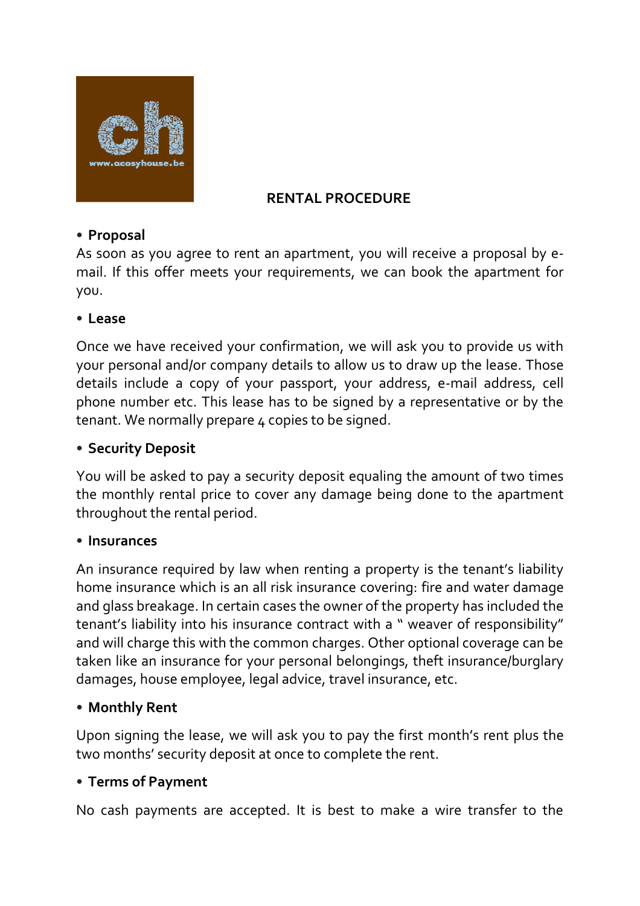# RENTAL PROCEDURE

- **Proposal**

As soon as you agree to rent an apartment, you will receive a proposal by e-mail. If this offer meets your requirements, we can book the apartment for you.

- **Lease**

Once we have received your confirmation, we will ask you to provide us with your personal and/or company details to allow us to draw up the lease. Those details include a copy of your passport, your address, e-mail address, cell phone number etc. This lease has to be signed by a representative or by the tenant. We normally prepare 4 copies to be signed.

- **Security Deposit**

You will be asked to pay a security deposit equaling the amount of two times the monthly rental price to cover any damage being done to the apartment throughout the rental period.

- **Insurances**

An insurance required by law when renting a property is the tenant's liability home insurance which is an all risk insurance covering: fire and water damage and glass breakage. In certain cases the owner of the property has included the tenant's liability into his insurance contract with a " weaver of responsibility" and will charge this with the common charges. Other optional coverage can be taken like an insurance for your personal belongings, theft insurance/burglary damages, house employee, legal advice, travel insurance, etc.

- **Monthly Rent**

Upon signing the lease, we will ask you to pay the first month's rent plus the two months' security deposit at once to complete the rent.

- **Terms of Payment**

No cash payments are accepted. It is best to make a wire transfer to the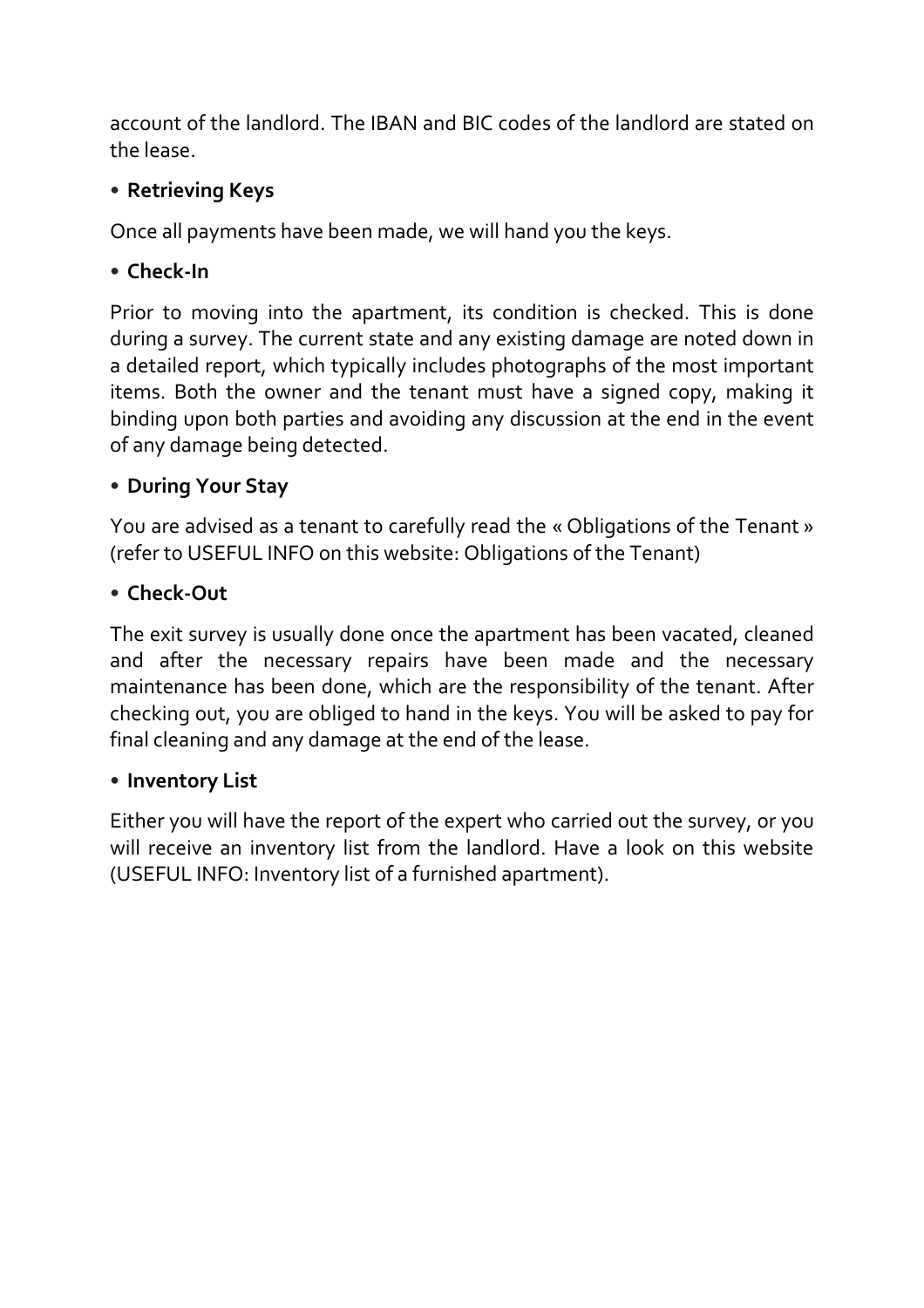account of the landlord. The IBAN and BIC codes of the landlord are stated on the lease.

- **Retrieving Keys**

Once all payments have been made, we will hand you the keys.

- **Check-In**

Prior to moving into the apartment, its condition is checked. This is done during a survey. The current state and any existing damage are noted down in a detailed report, which typically includes photographs of the most important items. Both the owner and the tenant must have a signed copy, making it binding upon both parties and avoiding any discussion at the end in the event of any damage being detected.

- **During Your Stay**

You are advised as a tenant to carefully read the « Obligations of the Tenant » (refer to USEFUL INFO on this website: Obligations of the Tenant)

- **Check-Out**

The exit survey is usually done once the apartment has been vacated, cleaned and after the necessary repairs have been made and the necessary maintenance has been done, which are the responsibility of the tenant. After checking out, you are obliged to hand in the keys. You will be asked to pay for final cleaning and any damage at the end of the lease.

- **Inventory List**

Either you will have the report of the expert who carried out the survey, or you will receive an inventory list from the landlord. Have a look on this website (USEFUL INFO: Inventory list of a furnished apartment).